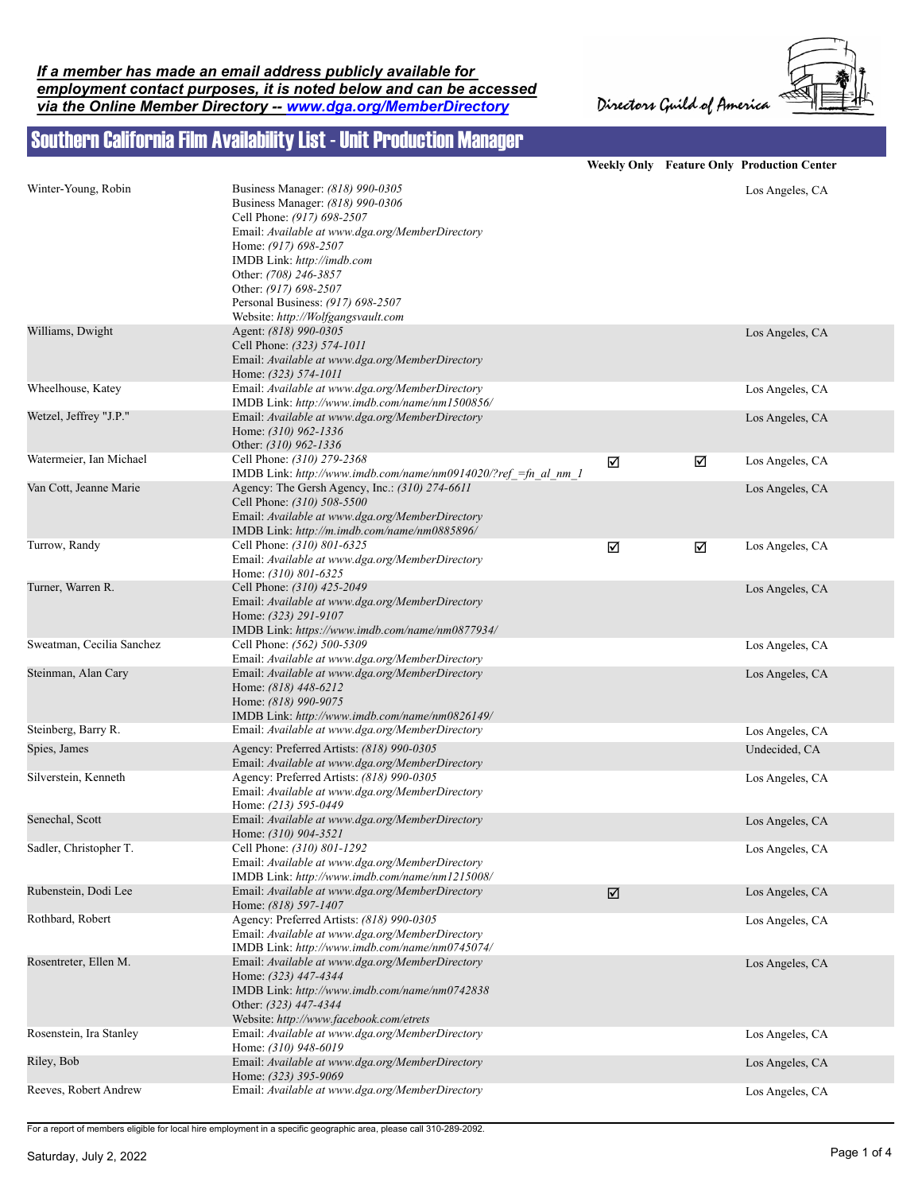***If a member has made an email address publicly available for employment contact purposes, it is noted below and can be accessed via the Online Member Directory -- [www.dga.org/MemberDirectory](http://www.dga.org/MemberDirectory)***

Directors Guild of America

# Southern California Film Availability List - Unit Production Manager

| Name | Contact | Weekly Only | Feature Only | Production Center |
|---|---|---|---|---|
| Winter-Young, Robin | Business Manager: *(818) 990-0305*<br>Business Manager: *(818) 990-0306*<br>Cell Phone: *(917) 698-2507*<br>Email: *Available at www.dga.org/MemberDirectory*<br>Home: *(917) 698-2507*<br>IMDB Link: *http://imdb.com*<br>Other: *(708) 246-3857*<br>Other: *(917) 698-2507*<br>Personal Business: *(917) 698-2507*<br>Website: *http://Wolfgangsvault.com* | | | Los Angeles, CA |
| Williams, Dwight | Agent: *(818) 990-0305*<br>Cell Phone: *(323) 574-1011*<br>Email: *Available at www.dga.org/MemberDirectory*<br>Home: *(323) 574-1011* | | | Los Angeles, CA |
| Wheelhouse, Katey | Email: *Available at www.dga.org/MemberDirectory*<br>IMDB Link: *http://www.imdb.com/name/nm1500856/* | | | Los Angeles, CA |
| Wetzel, Jeffrey "J.P." | Email: *Available at www.dga.org/MemberDirectory*<br>Home: *(310) 962-1336*<br>Other: *(310) 962-1336* | | | Los Angeles, CA |
| Watermeier, Ian Michael | Cell Phone: *(310) 279-2368*<br>IMDB Link: *http://www.imdb.com/name/nm0914020/?ref_=fn_al_nm_1* | ☑ | ☑ | Los Angeles, CA |
| Van Cott, Jeanne Marie | Agency: The Gersh Agency, Inc.: *(310) 274-6611*<br>Cell Phone: *(310) 508-5500*<br>Email: *Available at www.dga.org/MemberDirectory*<br>IMDB Link: *http://m.imdb.com/name/nm0885896/* | | | Los Angeles, CA |
| Turrow, Randy | Cell Phone: *(310) 801-6325*<br>Email: *Available at www.dga.org/MemberDirectory*<br>Home: *(310) 801-6325* | ☑ | ☑ | Los Angeles, CA |
| Turner, Warren R. | Cell Phone: *(310) 425-2049*<br>Email: *Available at www.dga.org/MemberDirectory*<br>Home: *(323) 291-9107*<br>IMDB Link: *https://www.imdb.com/name/nm0877934/* | | | Los Angeles, CA |
| Sweatman, Cecilia Sanchez | Cell Phone: *(562) 500-5309*<br>Email: *Available at www.dga.org/MemberDirectory* | | | Los Angeles, CA |
| Steinman, Alan Cary | Email: *Available at www.dga.org/MemberDirectory*<br>Home: *(818) 448-6212*<br>Home: *(818) 990-9075*<br>IMDB Link: *http://www.imdb.com/name/nm0826149/* | | | Los Angeles, CA |
| Steinberg, Barry R. | Email: *Available at www.dga.org/MemberDirectory* | | | Los Angeles, CA |
| Spies, James | Agency: Preferred Artists: *(818) 990-0305*<br>Email: *Available at www.dga.org/MemberDirectory* | | | Undecided, CA |
| Silverstein, Kenneth | Agency: Preferred Artists: *(818) 990-0305*<br>Email: *Available at www.dga.org/MemberDirectory*<br>Home: *(213) 595-0449* | | | Los Angeles, CA |
| Senechal, Scott | Email: *Available at www.dga.org/MemberDirectory*<br>Home: *(310) 904-3521* | | | Los Angeles, CA |
| Sadler, Christopher T. | Cell Phone: *(310) 801-1292*<br>Email: *Available at www.dga.org/MemberDirectory*<br>IMDB Link: *http://www.imdb.com/name/nm1215008/* | | | Los Angeles, CA |
| Rubenstein, Dodi Lee | Email: *Available at www.dga.org/MemberDirectory*<br>Home: *(818) 597-1407* | ☑ | | Los Angeles, CA |
| Rothbard, Robert | Agency: Preferred Artists: *(818) 990-0305*<br>Email: *Available at www.dga.org/MemberDirectory*<br>IMDB Link: *http://www.imdb.com/name/nm0745074/* | | | Los Angeles, CA |
| Rosentreter, Ellen M. | Email: *Available at www.dga.org/MemberDirectory*<br>Home: *(323) 447-4344*<br>IMDB Link: *http://www.imdb.com/name/nm0742838*<br>Other: *(323) 447-4344*<br>Website: *http://www.facebook.com/etrets* | | | Los Angeles, CA |
| Rosenstein, Ira Stanley | Email: *Available at www.dga.org/MemberDirectory*<br>Home: *(310) 948-6019* | | | Los Angeles, CA |
| Riley, Bob | Email: *Available at www.dga.org/MemberDirectory*<br>Home: *(323) 395-9069* | | | Los Angeles, CA |
| Reeves, Robert Andrew | Email: *Available at www.dga.org/MemberDirectory* | | | Los Angeles, CA |

For a report of members eligible for local hire employment in a specific geographic area, please call 310-289-2092.

Saturday, July 2, 2022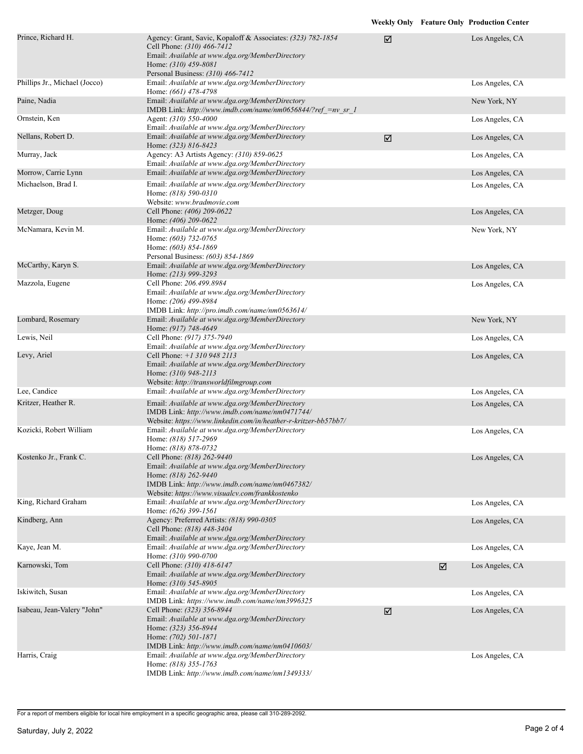| Name | Contact | Weekly Only | Feature Only | Production Center |
| --- | --- | --- | --- | --- |
| Prince, Richard H. | Agency: Grant, Savic, Kopaloff & Associates: *(323) 782-1854*<br>Cell Phone: *(310) 466-7412*<br>Email: *Available at www.dga.org/MemberDirectory*<br>Home: *(310) 459-8081*<br>Personal Business: *(310) 466-7412* | ☑ | | Los Angeles, CA |
| Phillips Jr., Michael (Jocco) | Email: *Available at www.dga.org/MemberDirectory*<br>Home: *(661) 478-4798* | | | Los Angeles, CA |
| Paine, Nadia | Email: *Available at www.dga.org/MemberDirectory*<br>IMDB Link: *http://www.imdb.com/name/nm0656844/?ref_=nv_sr_1* | | | New York, NY |
| Ornstein, Ken | Agent: *(310) 550-4000*<br>Email: *Available at www.dga.org/MemberDirectory* | | | Los Angeles, CA |
| Nellans, Robert D. | Email: *Available at www.dga.org/MemberDirectory*<br>Home: *(323) 816-8423* | ☑ | | Los Angeles, CA |
| Murray, Jack | Agency: A3 Artists Agency: *(310) 859-0625*<br>Email: *Available at www.dga.org/MemberDirectory* | | | Los Angeles, CA |
| Morrow, Carrie Lynn | Email: *Available at www.dga.org/MemberDirectory* | | | Los Angeles, CA |
| Michaelson, Brad I. | Email: *Available at www.dga.org/MemberDirectory*<br>Home: *(818) 590-0310*<br>Website: *www.bradmovie.com* | | | Los Angeles, CA |
| Metzger, Doug | Cell Phone: *(406) 209-0622*<br>Home: *(406) 209-0622* | | | Los Angeles, CA |
| McNamara, Kevin M. | Email: *Available at www.dga.org/MemberDirectory*<br>Home: *(603) 732-0765*<br>Home: *(603) 854-1869*<br>Personal Business: *(603) 854-1869* | | | New York, NY |
| McCarthy, Karyn S. | Email: *Available at www.dga.org/MemberDirectory*<br>Home: *(213) 999-3293* | | | Los Angeles, CA |
| Mazzola, Eugene | Cell Phone: *206.499.8984*<br>Email: *Available at www.dga.org/MemberDirectory*<br>Home: *(206) 499-8984*<br>IMDB Link: *http://pro.imdb.com/name/nm0563614/* | | | Los Angeles, CA |
| Lombard, Rosemary | Email: *Available at www.dga.org/MemberDirectory*<br>Home: *(917) 748-4649* | | | New York, NY |
| Lewis, Neil | Cell Phone: *(917) 375-7940*<br>Email: *Available at www.dga.org/MemberDirectory* | | | Los Angeles, CA |
| Levy, Ariel | Cell Phone: *+1 310 948 2113*<br>Email: *Available at www.dga.org/MemberDirectory*<br>Home: *(310) 948-2113*<br>Website: *http://transworldfilmgroup.com* | | | Los Angeles, CA |
| Lee, Candice | Email: *Available at www.dga.org/MemberDirectory* | | | Los Angeles, CA |
| Kritzer, Heather R. | Email: *Available at www.dga.org/MemberDirectory*<br>IMDB Link: *http://www.imdb.com/name/nm0471744/*<br>Website: *https://www.linkedin.com/in/heather-r-kritzer-bb57bb7/* | | | Los Angeles, CA |
| Kozicki, Robert William | Email: *Available at www.dga.org/MemberDirectory*<br>Home: *(818) 517-2969*<br>Home: *(818) 878-0732* | | | Los Angeles, CA |
| Kostenko Jr., Frank C. | Cell Phone: *(818) 262-9440*<br>Email: *Available at www.dga.org/MemberDirectory*<br>Home: *(818) 262-9440*<br>IMDB Link: *http://www.imdb.com/name/nm0467382/*<br>Website: *https://www.visualcv.com/frankkostenko* | | | Los Angeles, CA |
| King, Richard Graham | Email: *Available at www.dga.org/MemberDirectory*<br>Home: *(626) 399-1561* | | | Los Angeles, CA |
| Kindberg, Ann | Agency: Preferred Artists: *(818) 990-0305*<br>Cell Phone: *(818) 448-3404*<br>Email: *Available at www.dga.org/MemberDirectory* | | | Los Angeles, CA |
| Kaye, Jean M. | Email: *Available at www.dga.org/MemberDirectory*<br>Home: *(310) 990-0700* | | | Los Angeles, CA |
| Karnowski, Tom | Cell Phone: *(310) 418-6147*<br>Email: *Available at www.dga.org/MemberDirectory*<br>Home: *(310) 545-8905* | | ☑ | Los Angeles, CA |
| Iskiwitch, Susan | Email: *Available at www.dga.org/MemberDirectory*<br>IMDB Link: *https://www.imdb.com/name/nm3996325* | | | Los Angeles, CA |
| Isabeau, Jean-Valery "John" | Cell Phone: *(323) 356-8944*<br>Email: *Available at www.dga.org/MemberDirectory*<br>Home: *(323) 356-8944*<br>Home: *(702) 501-1871*<br>IMDB Link: *http://www.imdb.com/name/nm0410603/* | ☑ | | Los Angeles, CA |
| Harris, Craig | Email: *Available at www.dga.org/MemberDirectory*<br>Home: *(818) 355-1763*<br>IMDB Link: *http://www.imdb.com/name/nm1349333/* | | | Los Angeles, CA |

For a report of members eligible for local hire employment in a specific geographic area, please call 310-289-2092.

Saturday, July 2, 2022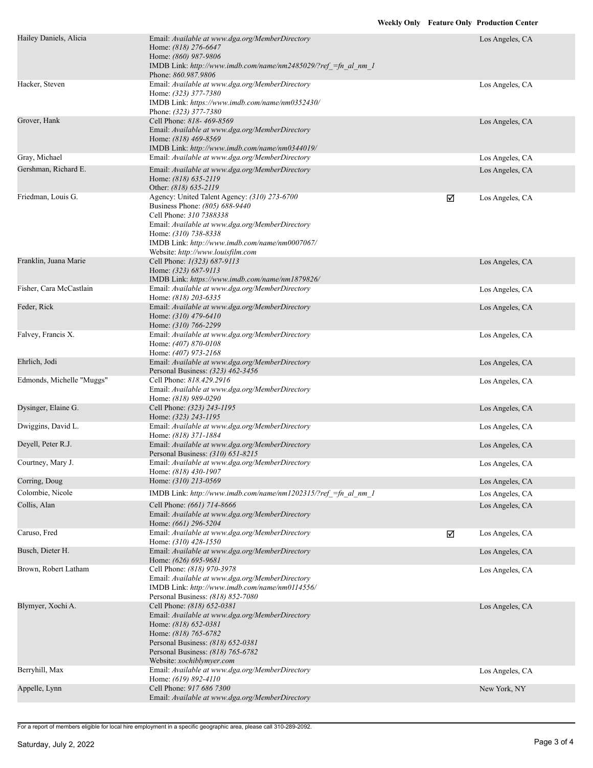| Name | Contact | Weekly Only | Feature Only | Production Center |
|---|---|---|---|---|
| Hailey Daniels, Alicia | Email: *Available at www.dga.org/MemberDirectory*<br>Home: *(818) 276-6647*<br>Home: *(860) 987-9806*<br>IMDB Link: *http://www.imdb.com/name/nm2485029/?ref_=fn_al_nm_1*<br>Phone: *860.987.9806* | | | Los Angeles, CA |
| Hacker, Steven | Email: *Available at www.dga.org/MemberDirectory*<br>Home: *(323) 377-7380*<br>IMDB Link: *https://www.imdb.com/name/nm0352430/*<br>Phone: *(323) 377-7380* | | | Los Angeles, CA |
| Grover, Hank | Cell Phone: *818- 469-8569*<br>Email: *Available at www.dga.org/MemberDirectory*<br>Home: *(818) 469-8569*<br>IMDB Link: *http://www.imdb.com/name/nm0344019/* | | | Los Angeles, CA |
| Gray, Michael | Email: *Available at www.dga.org/MemberDirectory* | | | Los Angeles, CA |
| Gershman, Richard E. | Email: *Available at www.dga.org/MemberDirectory*<br>Home: *(818) 635-2119*<br>Other: *(818) 635-2119* | | | Los Angeles, CA |
| Friedman, Louis G. | Agency: United Talent Agency: *(310) 273-6700*<br>Business Phone: *(805) 688-9440*<br>Cell Phone: *310 7388338*<br>Email: *Available at www.dga.org/MemberDirectory*<br>Home: *(310) 738-8338*<br>IMDB Link: *http://www.imdb.com/name/nm0007067/*<br>Website: *http://www.louisfilm.com* | | ☑ | Los Angeles, CA |
| Franklin, Juana Marie | Cell Phone: *1(323) 687-9113*<br>Home: *(323) 687-9113*<br>IMDB Link: *https://www.imdb.com/name/nm1879826/* | | | Los Angeles, CA |
| Fisher, Cara McCastlain | Email: *Available at www.dga.org/MemberDirectory*<br>Home: *(818) 203-6335* | | | Los Angeles, CA |
| Feder, Rick | Email: *Available at www.dga.org/MemberDirectory*<br>Home: *(310) 479-6410*<br>Home: *(310) 766-2299* | | | Los Angeles, CA |
| Falvey, Francis X. | Email: *Available at www.dga.org/MemberDirectory*<br>Home: *(407) 870-0108*<br>Home: *(407) 973-2168* | | | Los Angeles, CA |
| Ehrlich, Jodi | Email: *Available at www.dga.org/MemberDirectory*<br>Personal Business: *(323) 462-3456* | | | Los Angeles, CA |
| Edmonds, Michelle "Muggs" | Cell Phone: *818.429.2916*<br>Email: *Available at www.dga.org/MemberDirectory*<br>Home: *(818) 989-0290* | | | Los Angeles, CA |
| Dysinger, Elaine G. | Cell Phone: *(323) 243-1195*<br>Home: *(323) 243-1195* | | | Los Angeles, CA |
| Dwiggins, David L. | Email: *Available at www.dga.org/MemberDirectory*<br>Home: *(818) 371-1884* | | | Los Angeles, CA |
| Deyell, Peter R.J. | Email: *Available at www.dga.org/MemberDirectory*<br>Personal Business: *(310) 651-8215* | | | Los Angeles, CA |
| Courtney, Mary J. | Email: *Available at www.dga.org/MemberDirectory*<br>Home: *(818) 430-1907* | | | Los Angeles, CA |
| Corring, Doug | Home: *(310) 213-0569* | | | Los Angeles, CA |
| Colombie, Nicole | IMDB Link: *http://www.imdb.com/name/nm1202315/?ref_=fn_al_nm_1* | | | Los Angeles, CA |
| Collis, Alan | Cell Phone: *(661) 714-8666*<br>Email: *Available at www.dga.org/MemberDirectory*<br>Home: *(661) 296-5204* | | | Los Angeles, CA |
| Caruso, Fred | Email: *Available at www.dga.org/MemberDirectory*<br>Home: *(310) 428-1550* | | ☑ | Los Angeles, CA |
| Busch, Dieter H. | Email: *Available at www.dga.org/MemberDirectory*<br>Home: *(626) 695-9681* | | | Los Angeles, CA |
| Brown, Robert Latham | Cell Phone: *(818) 970-3978*<br>Email: *Available at www.dga.org/MemberDirectory*<br>IMDB Link: *http://www.imdb.com/name/nm0114556/*<br>Personal Business: *(818) 852-7080* | | | Los Angeles, CA |
| Blymyer, Xochi A. | Cell Phone: *(818) 652-0381*<br>Email: *Available at www.dga.org/MemberDirectory*<br>Home: *(818) 652-0381*<br>Home: *(818) 765-6782*<br>Personal Business: *(818) 652-0381*<br>Personal Business: *(818) 765-6782*<br>Website: *xochiblymyer.com* | | | Los Angeles, CA |
| Berryhill, Max | Email: *Available at www.dga.org/MemberDirectory*<br>Home: *(619) 892-4110* | | | Los Angeles, CA |
| Appelle, Lynn | Cell Phone: *917 686 7300*<br>Email: *Available at www.dga.org/MemberDirectory* | | | New York, NY |

For a report of members eligible for local hire employment in a specific geographic area, please call 310-289-2092.

Saturday, July 2, 2022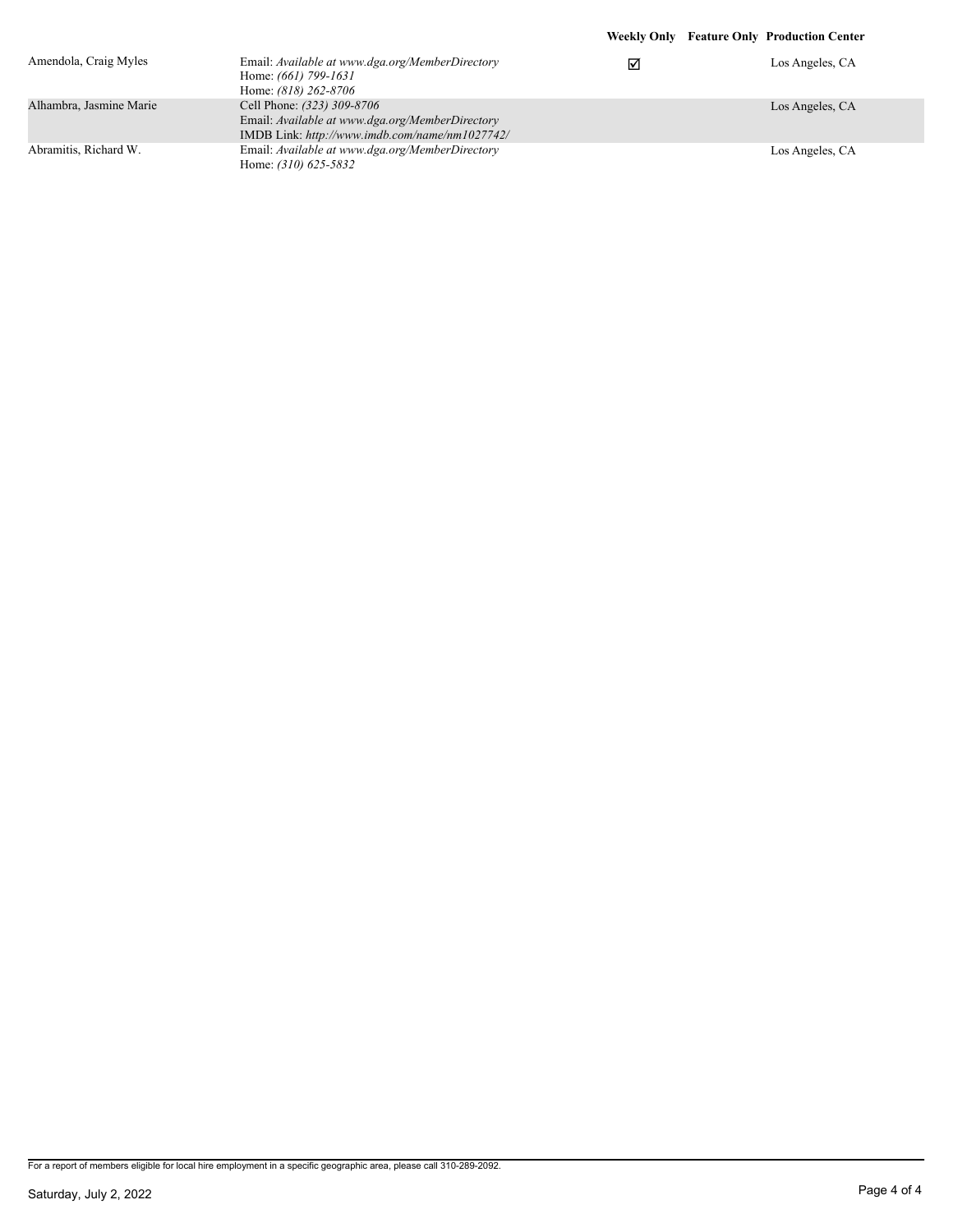| | | Weekly Only | Feature Only | Production Center |
|---|---|---|---|---|
| Amendola, Craig Myles | Email: *Available at www.dga.org/MemberDirectory*<br>Home: *(661) 799-1631*<br>Home: *(818) 262-8706* | ☑ | | Los Angeles, CA |
| Alhambra, Jasmine Marie | Cell Phone: *(323) 309-8706*<br>Email: *Available at www.dga.org/MemberDirectory*<br>IMDB Link: *http://www.imdb.com/name/nm1027742/* | | | Los Angeles, CA |
| Abramitis, Richard W. | Email: *Available at www.dga.org/MemberDirectory*<br>Home: *(310) 625-5832* | | | Los Angeles, CA |

For a report of members eligible for local hire employment in a specific geographic area, please call 310-289-2092.

Saturday, July 2, 2022